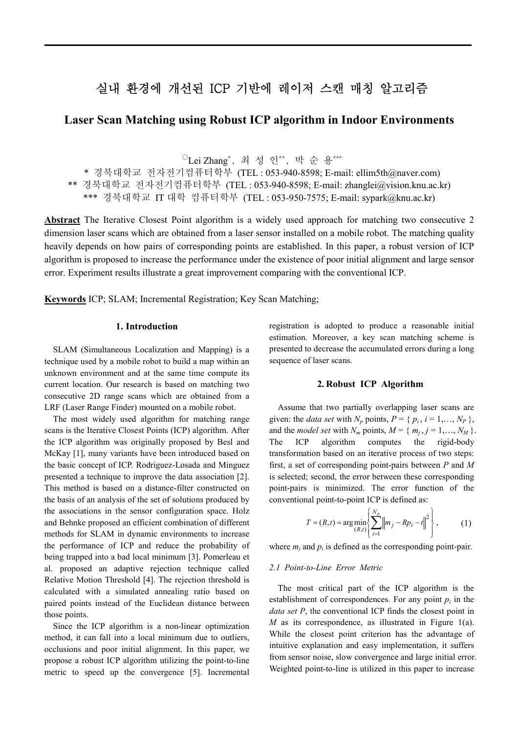# 실내 환경에 개선된 ICP 기반에 레이저 스캔 매칭 알고리즘

## Laser Scan Matching using Robust ICP algorithm in Indoor Environments

○Lei Zhang[*], 최 성 인[**], 박 순 용[***]

\* 경북대학교 전자전기컴퓨터학부 (TEL : 053-940-8598; E-mail: ellim5th@naver.com)
\** 경북대학교 전자전기컴퓨터학부 (TEL : 053-940-8598; E-mail: zhanglei@vision.knu.ac.kr)
\*** 경북대학교 IT 대학 컴퓨터학부 (TEL : 053-950-7575; E-mail: sypark@knu.ac.kr)

**Abstract** The Iterative Closest Point algorithm is a widely used approach for matching two consecutive 2 dimension laser scans which are obtained from a laser sensor installed on a mobile robot. The matching quality heavily depends on how pairs of corresponding points are established. In this paper, a robust version of ICP algorithm is proposed to increase the performance under the existence of poor initial alignment and large sensor error. Experiment results illustrate a great improvement comparing with the conventional ICP.

**Keywords** ICP; SLAM; Incremental Registration; Key Scan Matching;

### 1. Introduction

SLAM (Simultaneous Localization and Mapping) is a technique used by a mobile robot to build a map within an unknown environment and at the same time compute its current location. Our research is based on matching two consecutive 2D range scans which are obtained from a LRF (Laser Range Finder) mounted on a mobile robot.

The most widely used algorithm for matching range scans is the Iterative Closest Points (ICP) algorithm. After the ICP algorithm was originally proposed by Besl and McKay [1], many variants have been introduced based on the basic concept of ICP. Rodriguez-Losada and Minguez presented a technique to improve the data association [2]. This method is based on a distance-filter constructed on the basis of an analysis of the set of solutions produced by the associations in the sensor configuration space. Holz and Behnke proposed an efficient combination of different methods for SLAM in dynamic environments to increase the performance of ICP and reduce the probability of being trapped into a bad local minimum [3]. Pomerleau et al. proposed an adaptive rejection technique called Relative Motion Threshold [4]. The rejection threshold is calculated with a simulated annealing ratio based on paired points instead of the Euclidean distance between those points.

Since the ICP algorithm is a non-linear optimization method, it can fall into a local minimum due to outliers, occlusions and poor initial alignment. In this paper, we propose a robust ICP algorithm utilizing the point-to-line metric to speed up the convergence [5]. Incremental registration is adopted to produce a reasonable initial estimation. Moreover, a key scan matching scheme is presented to decrease the accumulated errors during a long sequence of laser scans.

### 2. Robust ICP Algorithm

Assume that two partially overlapping laser scans are given: the *data set* with $N_p$ points, $P = \{ p_i , i = 1,\ldots, N_P \}$, and the *model set* with $N_m$ points, $M = \{ m_j , j = 1,\ldots, N_M \}$. The ICP algorithm computes the rigid-body transformation based on an iterative process of two steps: first, a set of corresponding point-pairs between $P$ and $M$ is selected; second, the error between these corresponding point-pairs is minimized. The error function of the conventional point-to-point ICP is defined as:

$$T = (R,t) = \underset{(R,t)}{\arg\min} \left\{ \sum_{i=1}^{N_p} \left\| m_j - Rp_i - t \right\|^2 \right\}, \qquad (1)$$

where $m_j$ and $p_i$ is defined as the corresponding point-pair.

#### 2.1 Point-to-Line Error Metric

The most critical part of the ICP algorithm is the establishment of correspondences. For any point $p_i$ in the *data set P*, the conventional ICP finds the closest point in $M$ as its correspondence, as illustrated in Figure 1(a). While the closest point criterion has the advantage of intuitive explanation and easy implementation, it suffers from sensor noise, slow convergence and large initial error. Weighted point-to-line is utilized in this paper to increase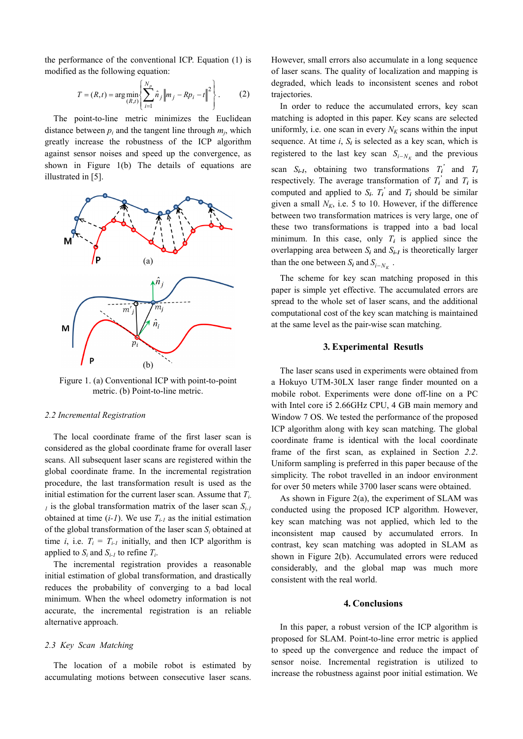the performance of the conventional ICP. Equation (1) is modified as the following equation:

$$T = (R,t) = \arg\min_{(R,t)} \left\{ \sum_{i=1}^{N_p} \hat{n}_j \left\| m_j - Rp_i - t \right\|^2 \right\}. \quad (2)$$

The point-to-line metric minimizes the Euclidean distance between $p_i$ and the tangent line through $m_j$, which greatly increase the robustness of the ICP algorithm against sensor noises and speed up the convergence, as shown in Figure 1(b) The details of equations are illustrated in [5].

Figure 1. (a) Conventional ICP with point-to-point metric. (b) Point-to-line metric.

### 2.2 Incremental Registration

The local coordinate frame of the first laser scan is considered as the global coordinate frame for overall laser scans. All subsequent laser scans are registered within the global coordinate frame. In the incremental registration procedure, the last transformation result is used as the initial estimation for the current laser scan. Assume that $T_{i-1}$ is the global transformation matrix of the laser scan $S_{i-1}$ obtained at time ($i$-$1$). We use $T_{i-1}$ as the initial estimation of the global transformation of the laser scan $S_i$ obtained at time $i$, i.e. $T_i = T_{i-1}$ initially, and then ICP algorithm is applied to $S_i$ and $S_{i-1}$ to refine $T_i$.

The incremental registration provides a reasonable initial estimation of global transformation, and drastically reduces the probability of converging to a bad local minimum. When the wheel odometry information is not accurate, the incremental registration is an reliable alternative approach.

### 2.3 Key Scan Matching

The location of a mobile robot is estimated by accumulating motions between consecutive laser scans. However, small errors also accumulate in a long sequence of laser scans. The quality of localization and mapping is degraded, which leads to inconsistent scenes and robot trajectories.

In order to reduce the accumulated errors, key scan matching is adopted in this paper. Key scans are selected uniformly, i.e. one scan in every $N_K$ scans within the input sequence. At time $i$, $S_i$ is selected as a key scan, which is registered to the last key scan $S_{i-N_K}$ and the previous scan $S_{i-1}$, obtaining two transformations $T_i'$ and $T_i$ respectively. The average transformation of $T_i'$ and $T_i$ is computed and applied to $S_i$. $T_i'$ and $T_i$ should be similar given a small $N_K$, i.e. 5 to 10. However, if the difference between two transformation matrices is very large, one of these two transformation is trapped into a bad local minimum. In this case, only $T_i$ is applied since the overlapping area between $S_i$ and $S_{i-1}$ is theoretically larger than the one between $S_i$ and $S_{i-N_K}$.

The scheme for key scan matching proposed in this paper is simple yet effective. The accumulated errors are spread to the whole set of laser scans, and the additional computational cost of the key scan matching is maintained at the same level as the pair-wise scan matching.

## 3. Experimental Resutls

The laser scans used in experiments were obtained from a Hokuyo UTM-30LX laser range finder mounted on a mobile robot. Experiments were done off-line on a PC with Intel core i5 2.66GHz CPU, 4 GB main memory and Window 7 OS. We tested the performance of the proposed ICP algorithm along with key scan matching. The global coordinate frame is identical with the local coordinate frame of the first scan, as explained in Section *2.2*. Uniform sampling is preferred in this paper because of the simplicity. The robot travelled in an indoor environment for over 50 meters while 3700 laser scans were obtained.

As shown in Figure 2(a), the experiment of SLAM was conducted using the proposed ICP algorithm. However, key scan matching was not applied, which led to the inconsistent map caused by accumulated errors. In contrast, key scan matching was adopted in SLAM as shown in Figure 2(b). Accumulated errors were reduced considerably, and the global map was much more consistent with the real world.

## 4. Conclusions

In this paper, a robust version of the ICP algorithm is proposed for SLAM. Point-to-line error metric is applied to speed up the convergence and reduce the impact of sensor noise. Incremental registration is utilized to increase the robustness against poor initial estimation. We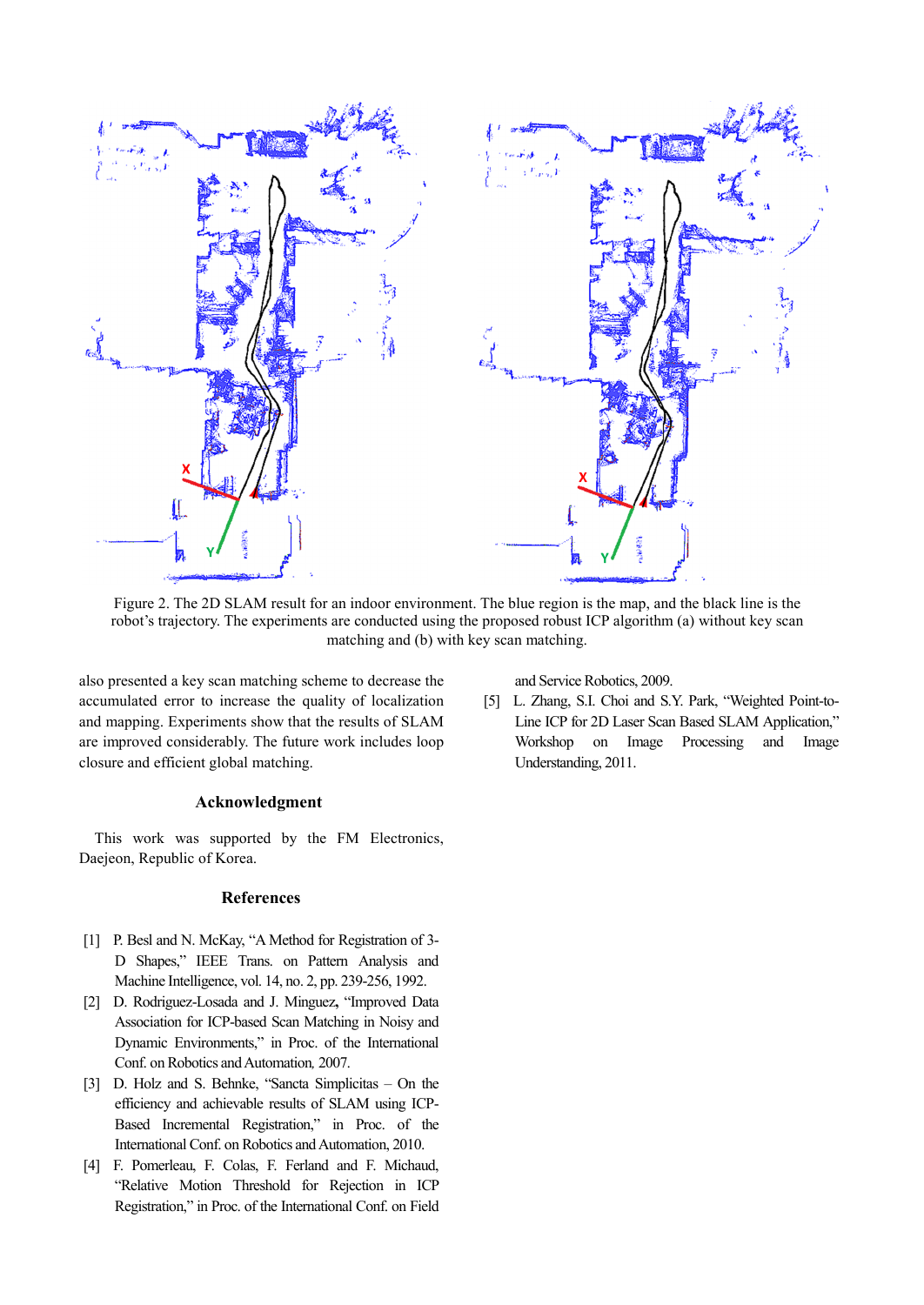X

Y

X

Y

Figure 2. The 2D SLAM result for an indoor environment. The blue region is the map, and the black line is the robot's trajectory. The experiments are conducted using the proposed robust ICP algorithm (a) without key scan matching and (b) with key scan matching.

also presented a key scan matching scheme to decrease the accumulated error to increase the quality of localization and mapping. Experiments show that the results of SLAM are improved considerably. The future work includes loop closure and efficient global matching.

### Acknowledgment

This work was supported by the FM Electronics, Daejeon, Republic of Korea.

### References

[1] P. Besl and N. McKay, "A Method for Registration of 3-D Shapes," IEEE Trans. on Pattern Analysis and Machine Intelligence, vol. 14, no. 2, pp. 239-256, 1992.

[2] D. Rodriguez-Losada and J. Minguez, "Improved Data Association for ICP-based Scan Matching in Noisy and Dynamic Environments," in Proc. of the International Conf. on Robotics and Automation, 2007.

[3] D. Holz and S. Behnke, "Sancta Simplicitas – On the efficiency and achievable results of SLAM using ICP-Based Incremental Registration," in Proc. of the International Conf. on Robotics and Automation, 2010.

[4] F. Pomerleau, F. Colas, F. Ferland and F. Michaud, "Relative Motion Threshold for Rejection in ICP Registration," in Proc. of the International Conf. on Field and Service Robotics, 2009.

[5] L. Zhang, S.I. Choi and S.Y. Park, "Weighted Point-to-Line ICP for 2D Laser Scan Based SLAM Application," Workshop on Image Processing and Image Understanding, 2011.